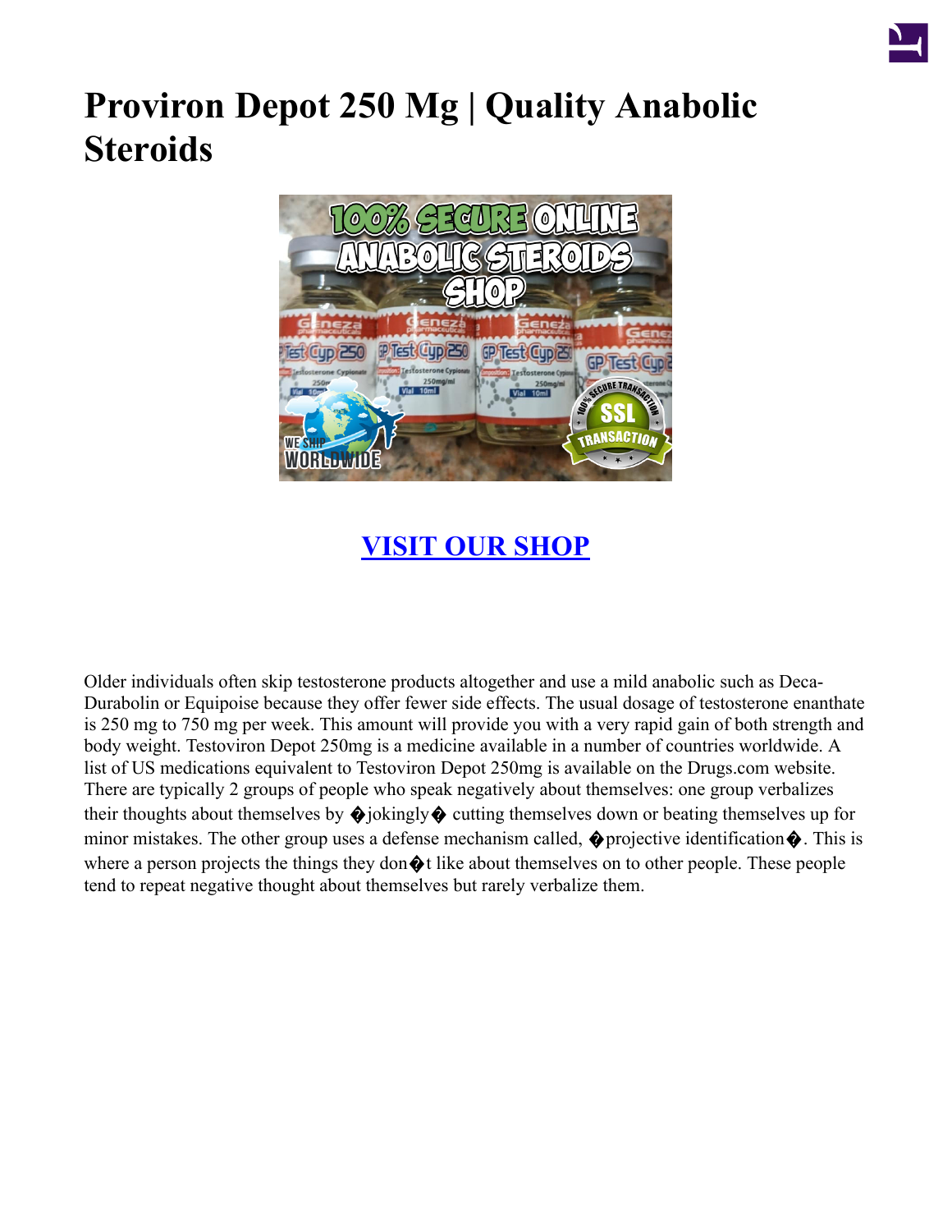# Proviron Depot 250 Mg | Quality Anabolic Steroids

## [VISIT OUR SHOP]

Older individuals often skip testosterone products altogether and use a mild anabolic such as Deca-Durabolin or Equipoise because they offer fewer side effects. The usual dosage of testosterone enanthate is 250 mg to 750 mg per week. This amount will provide you with a very rapid gain of both strength and body weight. Testoviron Depot 250mg is a medicine available in a number of countries worldwide. A list of US medications equivalent to Testoviron Depot 250mg is available on the Drugs.com website. There are typically 2 groups of people who speak negatively about themselves: one group verbalizes their thoughts about themselves by �jokingly� cutting themselves down or beating themselves up for minor mistakes. The other group uses a defense mechanism called, �projective identification�. This is where a person projects the things they don�t like about themselves on to other people. These people tend to repeat negative thought about themselves but rarely verbalize them.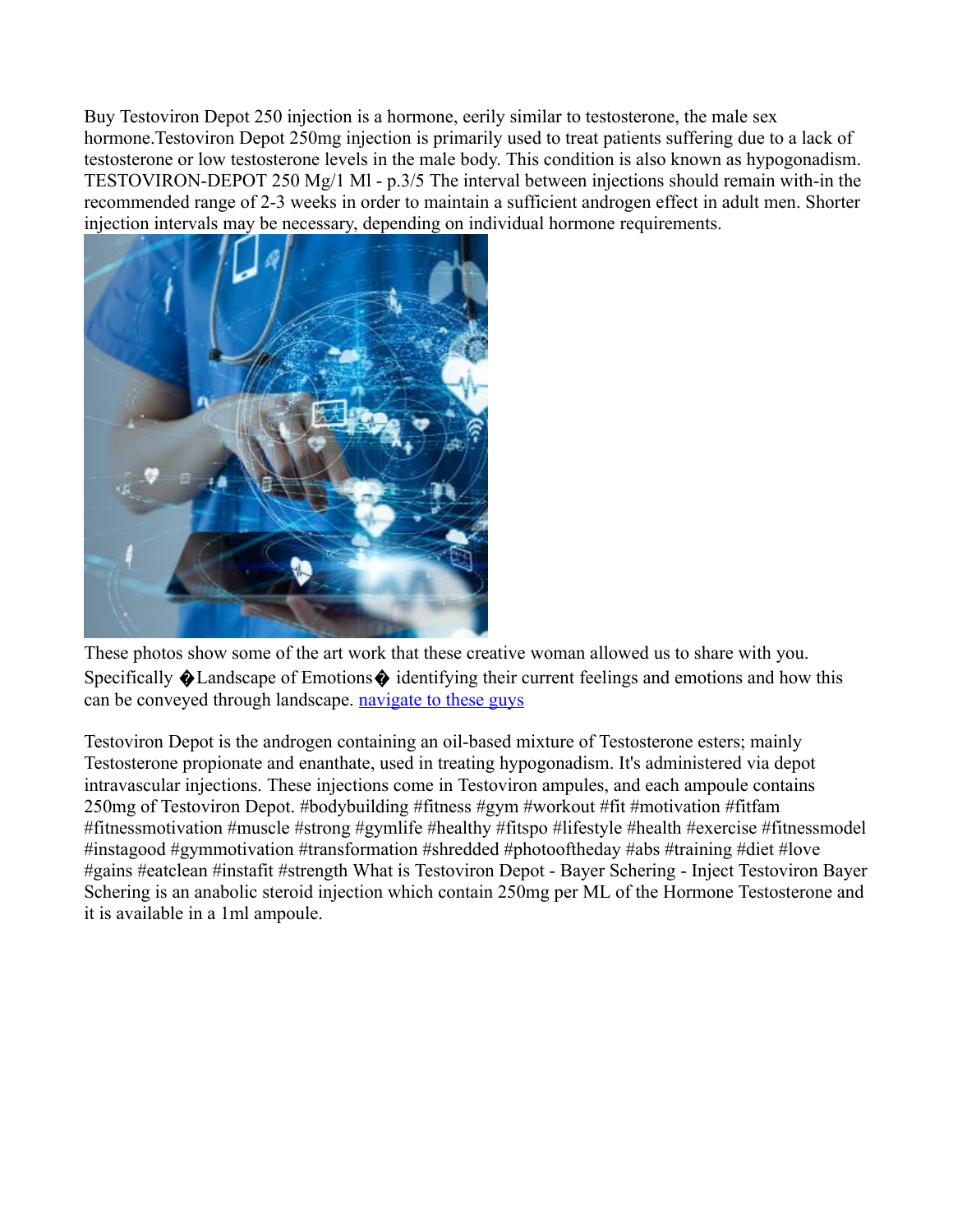Buy Testoviron Depot 250 injection is a hormone, eerily similar to testosterone, the male sex hormone.Testoviron Depot 250mg injection is primarily used to treat patients suffering due to a lack of testosterone or low testosterone levels in the male body. This condition is also known as hypogonadism. TESTOVIRON-DEPOT 250 Mg/1 Ml - p.3/5 The interval between injections should remain with-in the recommended range of 2-3 weeks in order to maintain a sufficient androgen effect in adult men. Shorter injection intervals may be necessary, depending on individual hormone requirements.

These photos show some of the art work that these creative woman allowed us to share with you. Specifically �Landscape of Emotions� identifying their current feelings and emotions and how this can be conveyed through landscape. [navigate to these guys]

Testoviron Depot is the androgen containing an oil-based mixture of Testosterone esters; mainly Testosterone propionate and enanthate, used in treating hypogonadism. It's administered via depot intravascular injections. These injections come in Testoviron ampules, and each ampoule contains 250mg of Testoviron Depot. #bodybuilding #fitness #gym #workout #fit #motivation #fitfam #fitnessmotivation #muscle #strong #gymlife #healthy #fitspo #lifestyle #health #exercise #fitnessmodel #instagood #gymmotivation #transformation #shredded #photooftheday #abs #training #diet #love #gains #eatclean #instafit #strength What is Testoviron Depot - Bayer Schering - Inject Testoviron Bayer Schering is an anabolic steroid injection which contain 250mg per ML of the Hormone Testosterone and it is available in a 1ml ampoule.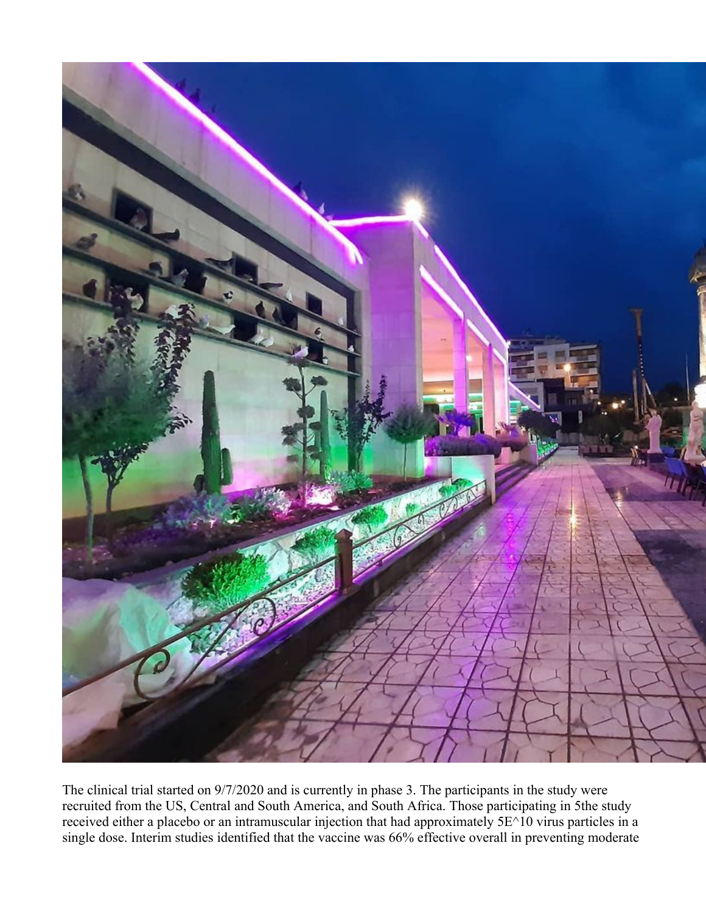The clinical trial started on 9/7/2020 and is currently in phase 3. The participants in the study were recruited from the US, Central and South America, and South Africa. Those participating in 5the study received either a placebo or an intramuscular injection that had approximately 5E^10 virus particles in a single dose. Interim studies identified that the vaccine was 66% effective overall in preventing moderate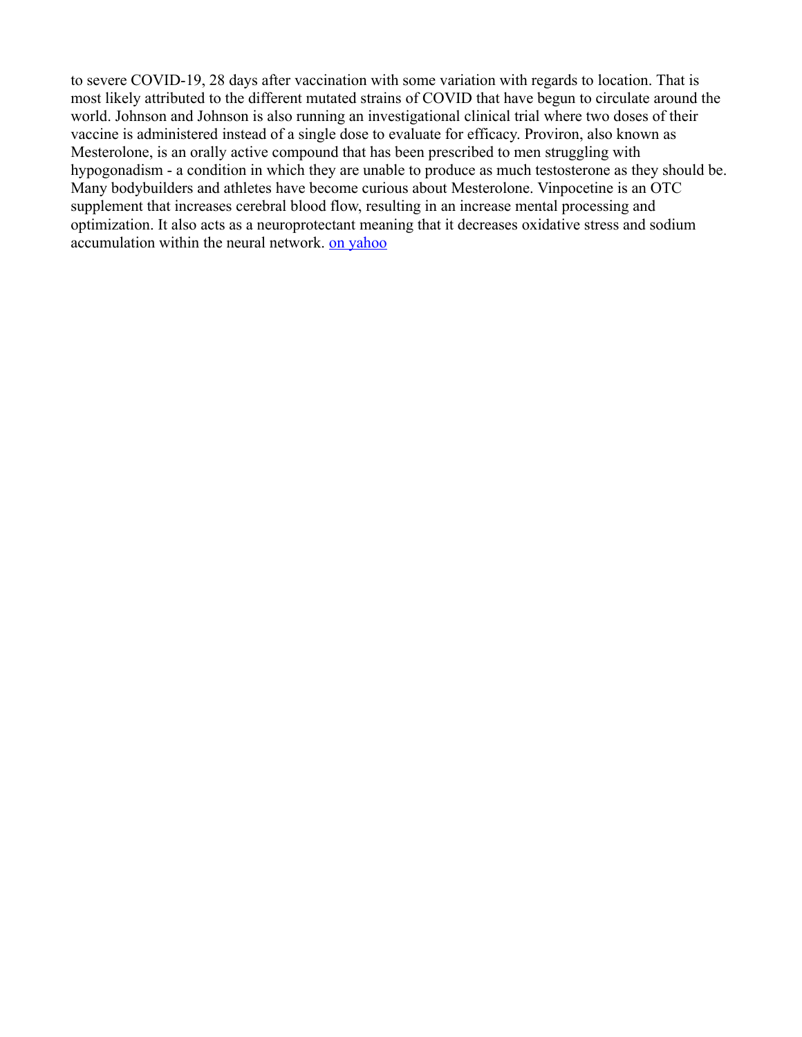to severe COVID-19, 28 days after vaccination with some variation with regards to location. That is most likely attributed to the different mutated strains of COVID that have begun to circulate around the world. Johnson and Johnson is also running an investigational clinical trial where two doses of their vaccine is administered instead of a single dose to evaluate for efficacy. Proviron, also known as Mesterolone, is an orally active compound that has been prescribed to men struggling with hypogonadism - a condition in which they are unable to produce as much testosterone as they should be. Many bodybuilders and athletes have become curious about Mesterolone. Vinpocetine is an OTC supplement that increases cerebral blood flow, resulting in an increase mental processing and optimization. It also acts as a neuroprotectant meaning that it decreases oxidative stress and sodium accumulation within the neural network. on yahoo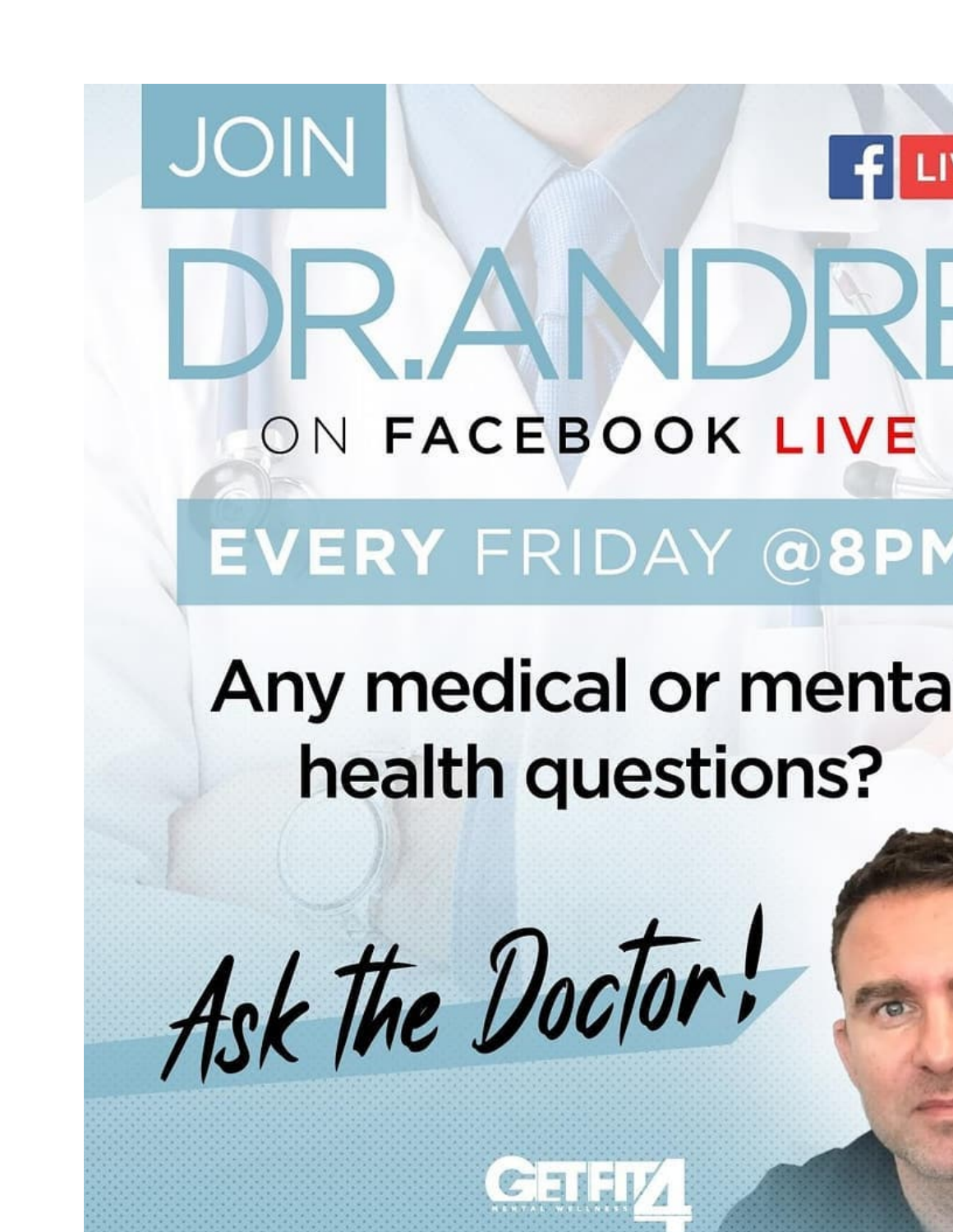JOIN

# DR.ANDRE

ON FACEBOOK LIVE

EVERY FRIDAY @8PM

Any medical or menta
health questions?

*Ask the Doctor!*

GETFIT4
MENTAL WELLNESS